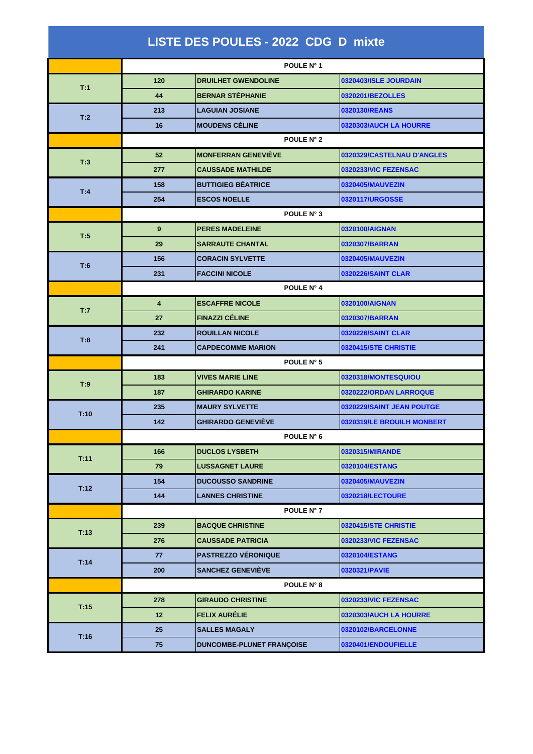# LISTE DES POULES - 2022_CDG_D_mixte

| | | | |
|---|---|---|---|
| | POULE N° 1 | | |
| T:1 | 120 | DRUILHET GWENDOLINE | 0320403/ISLE JOURDAIN |
| | 44 | BERNAR STÉPHANIE | 0320201/BEZOLLES |
| T:2 | 213 | LAGUIAN JOSIANE | 0320130/REANS |
| | 16 | MOUDENS CÉLINE | 0320303/AUCH LA HOURRE |
| | POULE N° 2 | | |
| T:3 | 52 | MONFERRAN GENEVIÈVE | 0320329/CASTELNAU D'ANGLES |
| | 277 | CAUSSADE MATHILDE | 0320233/VIC FEZENSAC |
| T:4 | 158 | BUTTIGIEG BÉATRICE | 0320405/MAUVEZIN |
| | 254 | ESCOS NOELLE | 0320117/URGOSSE |
| | POULE N° 3 | | |
| T:5 | 9 | PERES MADELEINE | 0320100/AIGNAN |
| | 29 | SARRAUTE CHANTAL | 0320307/BARRAN |
| T:6 | 156 | CORACIN SYLVETTE | 0320405/MAUVEZIN |
| | 231 | FACCINI NICOLE | 0320226/SAINT CLAR |
| | POULE N° 4 | | |
| T:7 | 4 | ESCAFFRE NICOLE | 0320100/AIGNAN |
| | 27 | FINAZZI CÉLINE | 0320307/BARRAN |
| T:8 | 232 | ROUILLAN NICOLE | 0320226/SAINT CLAR |
| | 241 | CAPDECOMME MARION | 0320415/STE CHRISTIE |
| | POULE N° 5 | | |
| T:9 | 183 | VIVES MARIE LINE | 0320318/MONTESQUIOU |
| | 187 | GHIRARDO KARINE | 0320222/ORDAN LARROQUE |
| T:10 | 235 | MAURY SYLVETTE | 0320229/SAINT JEAN POUTGE |
| | 142 | GHIRARDO GENEVIÈVE | 0320319/LE BROUILH MONBERT |
| | POULE N° 6 | | |
| T:11 | 166 | DUCLOS LYSBETH | 0320315/MIRANDE |
| | 79 | LUSSAGNET LAURE | 0320104/ESTANG |
| T:12 | 154 | DUCOUSSO SANDRINE | 0320405/MAUVEZIN |
| | 144 | LANNES CHRISTINE | 0320218/LECTOURE |
| | POULE N° 7 | | |
| T:13 | 239 | BACQUE CHRISTINE | 0320415/STE CHRISTIE |
| | 276 | CAUSSADE PATRICIA | 0320233/VIC FEZENSAC |
| T:14 | 77 | PASTREZZO VÉRONIQUE | 0320104/ESTANG |
| | 200 | SANCHEZ GENEVIÈVE | 0320321/PAVIE |
| | POULE N° 8 | | |
| T:15 | 278 | GIRAUDO CHRISTINE | 0320233/VIC FEZENSAC |
| | 12 | FELIX AURÉLIE | 0320303/AUCH LA HOURRE |
| T:16 | 25 | SALLES MAGALY | 0320102/BARCELONNE |
| | 75 | DUNCOMBE-PLUNET FRANÇOISE | 0320401/ENDOUFIELLE |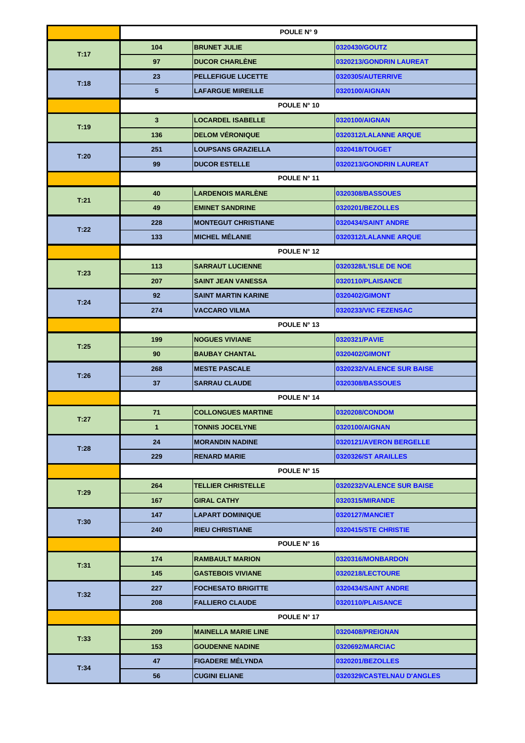| | POULE N° 9 | | |
|---|---|---|---|
| T:17 | 104 | BRUNET JULIE | 0320430/GOUTZ |
| | 97 | DUCOR CHARLÈNE | 0320213/GONDRIN LAUREAT |
| T:18 | 23 | PELLEFIGUE LUCETTE | 0320305/AUTERRIVE |
| | 5 | LAFARGUE MIREILLE | 0320100/AIGNAN |
| | POULE N° 10 | | |
| T:19 | 3 | LOCARDEL ISABELLE | 0320100/AIGNAN |
| | 136 | DELOM VÉRONIQUE | 0320312/LALANNE ARQUE |
| T:20 | 251 | LOUPSANS GRAZIELLA | 0320418/TOUGET |
| | 99 | DUCOR ESTELLE | 0320213/GONDRIN LAUREAT |
| | POULE N° 11 | | |
| T:21 | 40 | LARDENOIS MARLÈNE | 0320308/BASSOUES |
| | 49 | EMINET SANDRINE | 0320201/BEZOLLES |
| T:22 | 228 | MONTEGUT CHRISTIANE | 0320434/SAINT ANDRE |
| | 133 | MICHEL MÉLANIE | 0320312/LALANNE ARQUE |
| | POULE N° 12 | | |
| T:23 | 113 | SARRAUT LUCIENNE | 0320328/L'ISLE DE NOE |
| | 207 | SAINT JEAN VANESSA | 0320110/PLAISANCE |
| T:24 | 92 | SAINT MARTIN KARINE | 0320402/GIMONT |
| | 274 | VACCARO VILMA | 0320233/VIC FEZENSAC |
| | POULE N° 13 | | |
| T:25 | 199 | NOGUES VIVIANE | 0320321/PAVIE |
| | 90 | BAUBAY CHANTAL | 0320402/GIMONT |
| T:26 | 268 | MESTE PASCALE | 0320232/VALENCE SUR BAISE |
| | 37 | SARRAU CLAUDE | 0320308/BASSOUES |
| | POULE N° 14 | | |
| T:27 | 71 | COLLONGUES MARTINE | 0320208/CONDOM |
| | 1 | TONNIS JOCELYNE | 0320100/AIGNAN |
| T:28 | 24 | MORANDIN NADINE | 0320121/AVERON BERGELLE |
| | 229 | RENARD MARIE | 0320326/ST ARAILLES |
| | POULE N° 15 | | |
| T:29 | 264 | TELLIER CHRISTELLE | 0320232/VALENCE SUR BAISE |
| | 167 | GIRAL CATHY | 0320315/MIRANDE |
| T:30 | 147 | LAPART DOMINIQUE | 0320127/MANCIET |
| | 240 | RIEU CHRISTIANE | 0320415/STE CHRISTIE |
| | POULE N° 16 | | |
| T:31 | 174 | RAMBAULT MARION | 0320316/MONBARDON |
| | 145 | GASTEBOIS VIVIANE | 0320218/LECTOURE |
| T:32 | 227 | FOCHESATO BRIGITTE | 0320434/SAINT ANDRE |
| | 208 | FALLIERO CLAUDE | 0320110/PLAISANCE |
| | POULE N° 17 | | |
| T:33 | 209 | MAINELLA MARIE LINE | 0320408/PREIGNAN |
| | 153 | GOUDENNE NADINE | 0320692/MARCIAC |
| T:34 | 47 | FIGADERE MÉLYNDA | 0320201/BEZOLLES |
| | 56 | CUGINI ELIANE | 0320329/CASTELNAU D'ANGLES |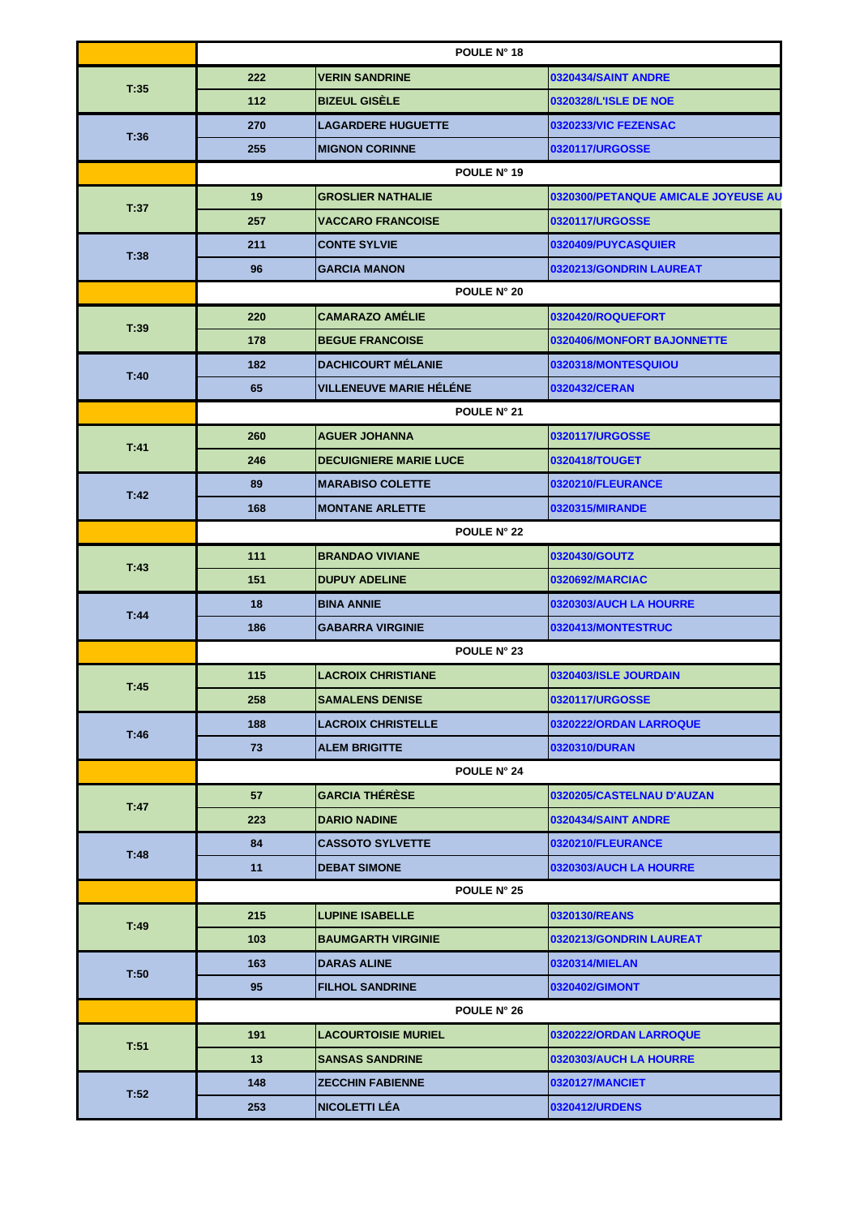| | POULE N° 18 | | |
|---|---|---|---|
| T:35 | 222 | VERIN SANDRINE | 0320434/SAINT ANDRE |
| | 112 | BIZEUL GISÈLE | 0320328/L'ISLE DE NOE |
| T:36 | 270 | LAGARDERE HUGUETTE | 0320233/VIC FEZENSAC |
| | 255 | MIGNON CORINNE | 0320117/URGOSSE |
| | POULE N° 19 | | |
| T:37 | 19 | GROSLIER NATHALIE | 0320300/PETANQUE AMICALE JOYEUSE AU |
| | 257 | VACCARO FRANCOISE | 0320117/URGOSSE |
| T:38 | 211 | CONTE SYLVIE | 0320409/PUYCASQUIER |
| | 96 | GARCIA MANON | 0320213/GONDRIN LAUREAT |
| | POULE N° 20 | | |
| T:39 | 220 | CAMARAZO AMÉLIE | 0320420/ROQUEFORT |
| | 178 | BEGUE FRANCOISE | 0320406/MONFORT BAJONNETTE |
| T:40 | 182 | DACHICOURT MÉLANIE | 0320318/MONTESQUIOU |
| | 65 | VILLENEUVE MARIE HÉLÉNE | 0320432/CERAN |
| | POULE N° 21 | | |
| T:41 | 260 | AGUER JOHANNA | 0320117/URGOSSE |
| | 246 | DECUIGNIERE MARIE LUCE | 0320418/TOUGET |
| T:42 | 89 | MARABISO COLETTE | 0320210/FLEURANCE |
| | 168 | MONTANE ARLETTE | 0320315/MIRANDE |
| | POULE N° 22 | | |
| T:43 | 111 | BRANDAO VIVIANE | 0320430/GOUTZ |
| | 151 | DUPUY ADELINE | 0320692/MARCIAC |
| T:44 | 18 | BINA ANNIE | 0320303/AUCH LA HOURRE |
| | 186 | GABARRA VIRGINIE | 0320413/MONTESTRUC |
| | POULE N° 23 | | |
| T:45 | 115 | LACROIX CHRISTIANE | 0320403/ISLE JOURDAIN |
| | 258 | SAMALENS DENISE | 0320117/URGOSSE |
| T:46 | 188 | LACROIX CHRISTELLE | 0320222/ORDAN LARROQUE |
| | 73 | ALEM BRIGITTE | 0320310/DURAN |
| | POULE N° 24 | | |
| T:47 | 57 | GARCIA THÉRÈSE | 0320205/CASTELNAU D'AUZAN |
| | 223 | DARIO NADINE | 0320434/SAINT ANDRE |
| T:48 | 84 | CASSOTO SYLVETTE | 0320210/FLEURANCE |
| | 11 | DEBAT SIMONE | 0320303/AUCH LA HOURRE |
| | POULE N° 25 | | |
| T:49 | 215 | LUPINE ISABELLE | 0320130/REANS |
| | 103 | BAUMGARTH VIRGINIE | 0320213/GONDRIN LAUREAT |
| T:50 | 163 | DARAS ALINE | 0320314/MIELAN |
| | 95 | FILHOL SANDRINE | 0320402/GIMONT |
| | POULE N° 26 | | |
| T:51 | 191 | LACOURTOISIE MURIEL | 0320222/ORDAN LARROQUE |
| | 13 | SANSAS SANDRINE | 0320303/AUCH LA HOURRE |
| T:52 | 148 | ZECCHIN FABIENNE | 0320127/MANCIET |
| | 253 | NICOLETTI LÉA | 0320412/URDENS |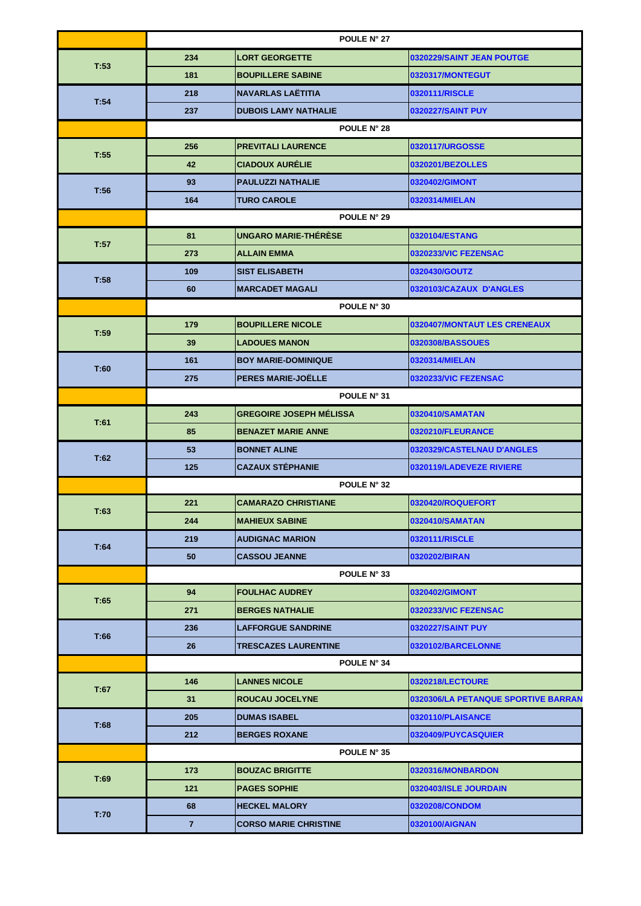| | | POULE N° 27 | |
|---|---|---|---|
| T:53 | 234 | LORT GEORGETTE | 0320229/SAINT JEAN POUTGE |
| | 181 | BOUPILLERE SABINE | 0320317/MONTEGUT |
| T:54 | 218 | NAVARLAS LAËTITIA | 0320111/RISCLE |
| | 237 | DUBOIS LAMY NATHALIE | 0320227/SAINT PUY |
| | | POULE N° 28 | |
| T:55 | 256 | PREVITALI LAURENCE | 0320117/URGOSSE |
| | 42 | CIADOUX AURÉLIE | 0320201/BEZOLLES |
| T:56 | 93 | PAULUZZI NATHALIE | 0320402/GIMONT |
| | 164 | TURO CAROLE | 0320314/MIELAN |
| | | POULE N° 29 | |
| T:57 | 81 | UNGARO MARIE-THÉRÈSE | 0320104/ESTANG |
| | 273 | ALLAIN EMMA | 0320233/VIC FEZENSAC |
| T:58 | 109 | SIST ELISABETH | 0320430/GOUTZ |
| | 60 | MARCADET MAGALI | 0320103/CAZAUX D'ANGLES |
| | | POULE N° 30 | |
| T:59 | 179 | BOUPILLERE NICOLE | 0320407/MONTAUT LES CRENEAUX |
| | 39 | LADOUES MANON | 0320308/BASSOUES |
| T:60 | 161 | BOY MARIE-DOMINIQUE | 0320314/MIELAN |
| | 275 | PERES MARIE-JOËLLE | 0320233/VIC FEZENSAC |
| | | POULE N° 31 | |
| T:61 | 243 | GREGOIRE JOSEPH MÉLISSA | 0320410/SAMATAN |
| | 85 | BENAZET MARIE ANNE | 0320210/FLEURANCE |
| T:62 | 53 | BONNET ALINE | 0320329/CASTELNAU D'ANGLES |
| | 125 | CAZAUX STÉPHANIE | 0320119/LADEVEZE RIVIERE |
| | | POULE N° 32 | |
| T:63 | 221 | CAMARAZO CHRISTIANE | 0320420/ROQUEFORT |
| | 244 | MAHIEUX SABINE | 0320410/SAMATAN |
| T:64 | 219 | AUDIGNAC MARION | 0320111/RISCLE |
| | 50 | CASSOU JEANNE | 0320202/BIRAN |
| | | POULE N° 33 | |
| T:65 | 94 | FOULHAC AUDREY | 0320402/GIMONT |
| | 271 | BERGES NATHALIE | 0320233/VIC FEZENSAC |
| T:66 | 236 | LAFFORGUE SANDRINE | 0320227/SAINT PUY |
| | 26 | TRESCAZES LAURENTINE | 0320102/BARCELONNE |
| | | POULE N° 34 | |
| T:67 | 146 | LANNES NICOLE | 0320218/LECTOURE |
| | 31 | ROUCAU JOCELYNE | 0320306/LA PETANQUE SPORTIVE BARRAN |
| T:68 | 205 | DUMAS ISABEL | 0320110/PLAISANCE |
| | 212 | BERGES ROXANE | 0320409/PUYCASQUIER |
| | | POULE N° 35 | |
| T:69 | 173 | BOUZAC BRIGITTE | 0320316/MONBARDON |
| | 121 | PAGES SOPHIE | 0320403/ISLE JOURDAIN |
| T:70 | 68 | HECKEL MALORY | 0320208/CONDOM |
| | 7 | CORSO MARIE CHRISTINE | 0320100/AIGNAN |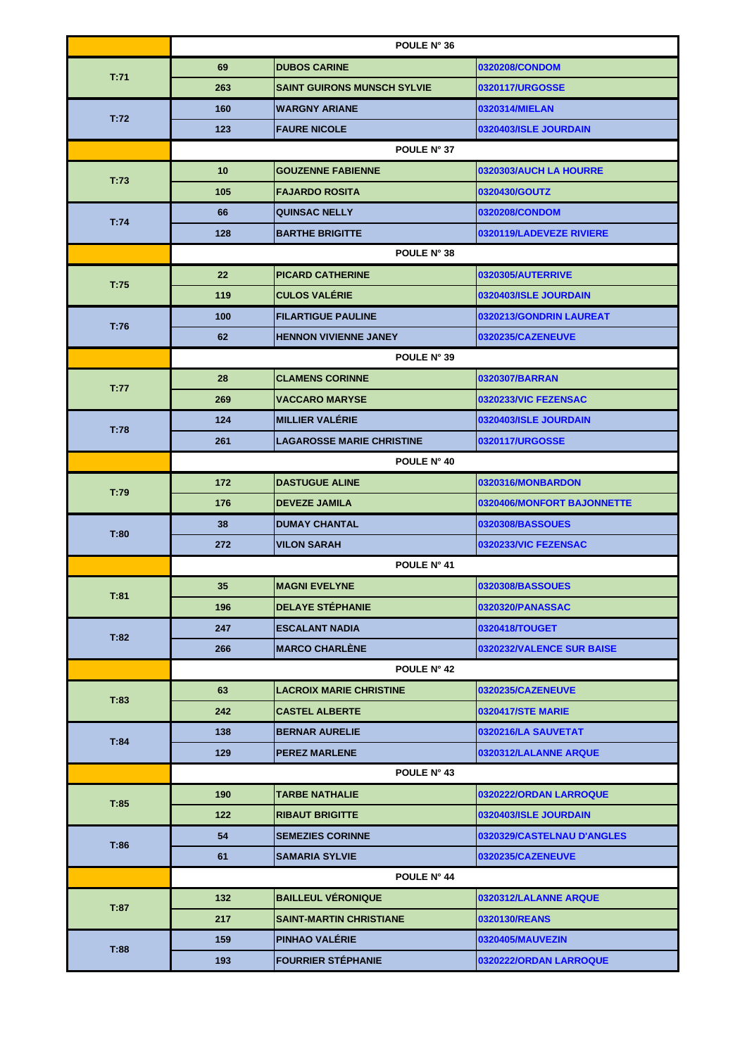| | POULE N° 36 | | |
|---|---|---|---|
| T:71 | 69 | DUBOS CARINE | 0320208/CONDOM |
| | 263 | SAINT GUIRONS MUNSCH SYLVIE | 0320117/URGOSSE |
| T:72 | 160 | WARGNY ARIANE | 0320314/MIELAN |
| | 123 | FAURE NICOLE | 0320403/ISLE JOURDAIN |
| | POULE N° 37 | | |
| T:73 | 10 | GOUZENNE FABIENNE | 0320303/AUCH LA HOURRE |
| | 105 | FAJARDO ROSITA | 0320430/GOUTZ |
| T:74 | 66 | QUINSAC NELLY | 0320208/CONDOM |
| | 128 | BARTHE BRIGITTE | 0320119/LADEVEZE RIVIERE |
| | POULE N° 38 | | |
| T:75 | 22 | PICARD CATHERINE | 0320305/AUTERRIVE |
| | 119 | CULOS VALÉRIE | 0320403/ISLE JOURDAIN |
| T:76 | 100 | FILARTIGUE PAULINE | 0320213/GONDRIN LAUREAT |
| | 62 | HENNON VIVIENNE JANEY | 0320235/CAZENEUVE |
| | POULE N° 39 | | |
| T:77 | 28 | CLAMENS CORINNE | 0320307/BARRAN |
| | 269 | VACCARO MARYSE | 0320233/VIC FEZENSAC |
| T:78 | 124 | MILLIER VALÉRIE | 0320403/ISLE JOURDAIN |
| | 261 | LAGAROSSE MARIE CHRISTINE | 0320117/URGOSSE |
| | POULE N° 40 | | |
| T:79 | 172 | DASTUGUE ALINE | 0320316/MONBARDON |
| | 176 | DEVEZE JAMILA | 0320406/MONFORT BAJONNETTE |
| T:80 | 38 | DUMAY CHANTAL | 0320308/BASSOUES |
| | 272 | VILON SARAH | 0320233/VIC FEZENSAC |
| | POULE N° 41 | | |
| T:81 | 35 | MAGNI EVELYNE | 0320308/BASSOUES |
| | 196 | DELAYE STÉPHANIE | 0320320/PANASSAC |
| T:82 | 247 | ESCALANT NADIA | 0320418/TOUGET |
| | 266 | MARCO CHARLÈNE | 0320232/VALENCE SUR BAISE |
| | POULE N° 42 | | |
| T:83 | 63 | LACROIX MARIE CHRISTINE | 0320235/CAZENEUVE |
| | 242 | CASTEL ALBERTE | 0320417/STE MARIE |
| T:84 | 138 | BERNAR AURELIE | 0320216/LA SAUVETAT |
| | 129 | PEREZ MARLENE | 0320312/LALANNE ARQUE |
| | POULE N° 43 | | |
| T:85 | 190 | TARBE NATHALIE | 0320222/ORDAN LARROQUE |
| | 122 | RIBAUT BRIGITTE | 0320403/ISLE JOURDAIN |
| T:86 | 54 | SEMEZIES CORINNE | 0320329/CASTELNAU D'ANGLES |
| | 61 | SAMARIA SYLVIE | 0320235/CAZENEUVE |
| | POULE N° 44 | | |
| T:87 | 132 | BAILLEUL VÉRONIQUE | 0320312/LALANNE ARQUE |
| | 217 | SAINT-MARTIN CHRISTIANE | 0320130/REANS |
| T:88 | 159 | PINHAO VALÉRIE | 0320405/MAUVEZIN |
| | 193 | FOURRIER STÉPHANIE | 0320222/ORDAN LARROQUE |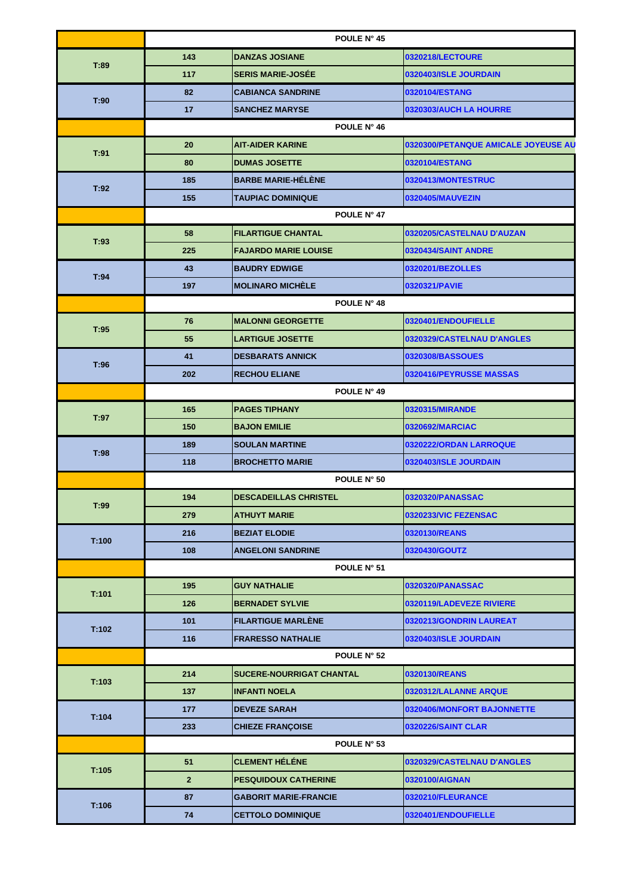| | POULE N° 45 | | |
|---|---|---|---|
| T:89 | 143 | DANZAS JOSIANE | 0320218/LECTOURE |
| | 117 | SERIS MARIE-JOSÉE | 0320403/ISLE JOURDAIN |
| T:90 | 82 | CABIANCA SANDRINE | 0320104/ESTANG |
| | 17 | SANCHEZ MARYSE | 0320303/AUCH LA HOURRE |
| | POULE N° 46 | | |
| T:91 | 20 | AIT-AIDER KARINE | 0320300/PETANQUE AMICALE JOYEUSE AU |
| | 80 | DUMAS JOSETTE | 0320104/ESTANG |
| T:92 | 185 | BARBE MARIE-HÉLÈNE | 0320413/MONTESTRUC |
| | 155 | TAUPIAC DOMINIQUE | 0320405/MAUVEZIN |
| | POULE N° 47 | | |
| T:93 | 58 | FILARTIGUE CHANTAL | 0320205/CASTELNAU D'AUZAN |
| | 225 | FAJARDO MARIE LOUISE | 0320434/SAINT ANDRE |
| T:94 | 43 | BAUDRY EDWIGE | 0320201/BEZOLLES |
| | 197 | MOLINARO MICHÈLE | 0320321/PAVIE |
| | POULE N° 48 | | |
| T:95 | 76 | MALONNI GEORGETTE | 0320401/ENDOUFIELLE |
| | 55 | LARTIGUE JOSETTE | 0320329/CASTELNAU D'ANGLES |
| T:96 | 41 | DESBARATS ANNICK | 0320308/BASSOUES |
| | 202 | RECHOU ELIANE | 0320416/PEYRUSSE MASSAS |
| | POULE N° 49 | | |
| T:97 | 165 | PAGES TIPHANY | 0320315/MIRANDE |
| | 150 | BAJON EMILIE | 0320692/MARCIAC |
| T:98 | 189 | SOULAN MARTINE | 0320222/ORDAN LARROQUE |
| | 118 | BROCHETTO MARIE | 0320403/ISLE JOURDAIN |
| | POULE N° 50 | | |
| T:99 | 194 | DESCADEILLAS CHRISTEL | 0320320/PANASSAC |
| | 279 | ATHUYT MARIE | 0320233/VIC FEZENSAC |
| T:100 | 216 | BEZIAT ELODIE | 0320130/REANS |
| | 108 | ANGELONI SANDRINE | 0320430/GOUTZ |
| | POULE N° 51 | | |
| T:101 | 195 | GUY NATHALIE | 0320320/PANASSAC |
| | 126 | BERNADET SYLVIE | 0320119/LADEVEZE RIVIERE |
| T:102 | 101 | FILARTIGUE MARLÈNE | 0320213/GONDRIN LAUREAT |
| | 116 | FRARESSO NATHALIE | 0320403/ISLE JOURDAIN |
| | POULE N° 52 | | |
| T:103 | 214 | SUCERE-NOURRIGAT CHANTAL | 0320130/REANS |
| | 137 | INFANTI NOELA | 0320312/LALANNE ARQUE |
| T:104 | 177 | DEVEZE SARAH | 0320406/MONFORT BAJONNETTE |
| | 233 | CHIEZE FRANÇOISE | 0320226/SAINT CLAR |
| | POULE N° 53 | | |
| T:105 | 51 | CLEMENT HÉLÈNE | 0320329/CASTELNAU D'ANGLES |
| | 2 | PESQUIDOUX CATHERINE | 0320100/AIGNAN |
| T:106 | 87 | GABORIT MARIE-FRANCIE | 0320210/FLEURANCE |
| | 74 | CETTOLO DOMINIQUE | 0320401/ENDOUFIELLE |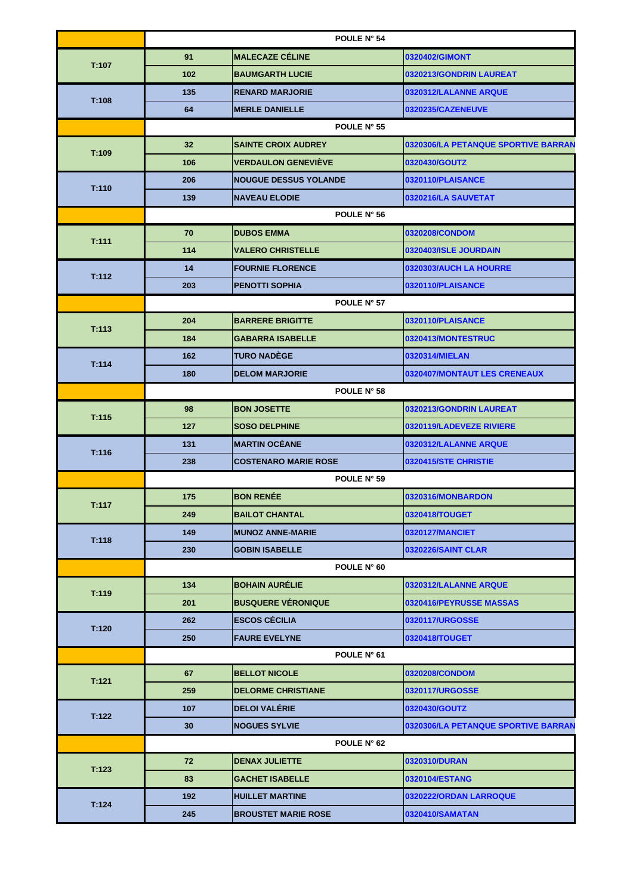| | POULE N° 54 | | |
|---|---|---|---|
| T:107 | 91 | MALECAZE CÉLINE | 0320402/GIMONT |
| | 102 | BAUMGARTH LUCIE | 0320213/GONDRIN LAUREAT |
| T:108 | 135 | RENARD MARJORIE | 0320312/LALANNE ARQUE |
| | 64 | MERLE DANIELLE | 0320235/CAZENEUVE |
| | POULE N° 55 | | |
| T:109 | 32 | SAINTE CROIX AUDREY | 0320306/LA PETANQUE SPORTIVE BARRAN |
| | 106 | VERDAULON GENEVIÈVE | 0320430/GOUTZ |
| T:110 | 206 | NOUGUE DESSUS YOLANDE | 0320110/PLAISANCE |
| | 139 | NAVEAU ELODIE | 0320216/LA SAUVETAT |
| | POULE N° 56 | | |
| T:111 | 70 | DUBOS EMMA | 0320208/CONDOM |
| | 114 | VALERO CHRISTELLE | 0320403/ISLE JOURDAIN |
| T:112 | 14 | FOURNIE FLORENCE | 0320303/AUCH LA HOURRE |
| | 203 | PENOTTI SOPHIA | 0320110/PLAISANCE |
| | POULE N° 57 | | |
| T:113 | 204 | BARRERE BRIGITTE | 0320110/PLAISANCE |
| | 184 | GABARRA ISABELLE | 0320413/MONTESTRUC |
| T:114 | 162 | TURO NADÈGE | 0320314/MIELAN |
| | 180 | DELOM MARJORIE | 0320407/MONTAUT LES CRENEAUX |
| | POULE N° 58 | | |
| T:115 | 98 | BON JOSETTE | 0320213/GONDRIN LAUREAT |
| | 127 | SOSO DELPHINE | 0320119/LADEVEZE RIVIERE |
| T:116 | 131 | MARTIN OCÉANE | 0320312/LALANNE ARQUE |
| | 238 | COSTENARO MARIE ROSE | 0320415/STE CHRISTIE |
| | POULE N° 59 | | |
| T:117 | 175 | BON RENÉE | 0320316/MONBARDON |
| | 249 | BAILOT CHANTAL | 0320418/TOUGET |
| T:118 | 149 | MUNOZ ANNE-MARIE | 0320127/MANCIET |
| | 230 | GOBIN ISABELLE | 0320226/SAINT CLAR |
| | POULE N° 60 | | |
| T:119 | 134 | BOHAIN AURÉLIE | 0320312/LALANNE ARQUE |
| | 201 | BUSQUERE VÉRONIQUE | 0320416/PEYRUSSE MASSAS |
| T:120 | 262 | ESCOS CÉCILIA | 0320117/URGOSSE |
| | 250 | FAURE EVELYNE | 0320418/TOUGET |
| | POULE N° 61 | | |
| T:121 | 67 | BELLOT NICOLE | 0320208/CONDOM |
| | 259 | DELORME CHRISTIANE | 0320117/URGOSSE |
| T:122 | 107 | DELOI VALÉRIE | 0320430/GOUTZ |
| | 30 | NOGUES SYLVIE | 0320306/LA PETANQUE SPORTIVE BARRAN |
| | POULE N° 62 | | |
| T:123 | 72 | DENAX JULIETTE | 0320310/DURAN |
| | 83 | GACHET ISABELLE | 0320104/ESTANG |
| T:124 | 192 | HUILLET MARTINE | 0320222/ORDAN LARROQUE |
| | 245 | BROUSTET MARIE ROSE | 0320410/SAMATAN |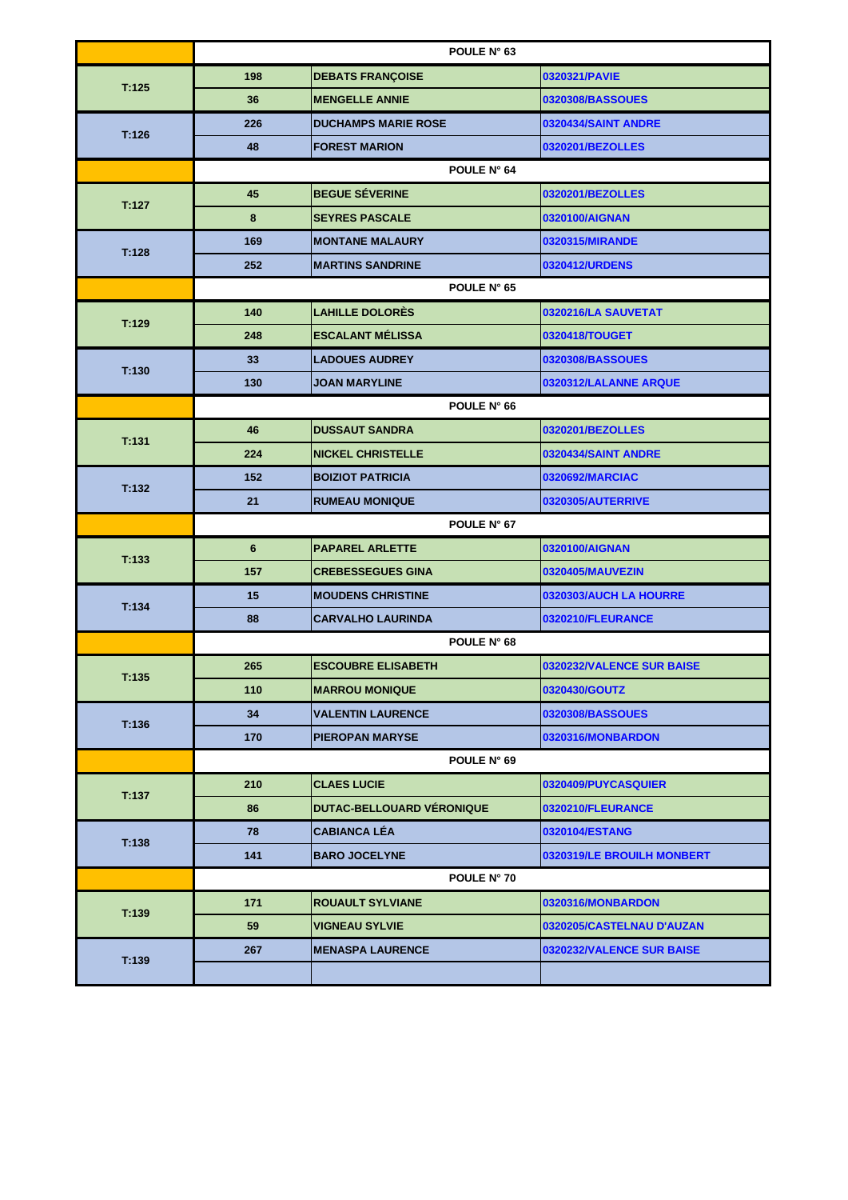| | | | |
|---|---|---|---|
| | POULE N° 63 | | |
| T:125 | 198 | DEBATS FRANÇOISE | 0320321/PAVIE |
| | 36 | MENGELLE ANNIE | 0320308/BASSOUES |
| T:126 | 226 | DUCHAMPS MARIE ROSE | 0320434/SAINT ANDRE |
| | 48 | FOREST MARION | 0320201/BEZOLLES |
| | POULE N° 64 | | |
| T:127 | 45 | BEGUE SÉVERINE | 0320201/BEZOLLES |
| | 8 | SEYRES PASCALE | 0320100/AIGNAN |
| T:128 | 169 | MONTANE MALAURY | 0320315/MIRANDE |
| | 252 | MARTINS SANDRINE | 0320412/URDENS |
| | POULE N° 65 | | |
| T:129 | 140 | LAHILLE DOLORÈS | 0320216/LA SAUVETAT |
| | 248 | ESCALANT MÉLISSA | 0320418/TOUGET |
| T:130 | 33 | LADOUES AUDREY | 0320308/BASSOUES |
| | 130 | JOAN MARYLINE | 0320312/LALANNE ARQUE |
| | POULE N° 66 | | |
| T:131 | 46 | DUSSAUT SANDRA | 0320201/BEZOLLES |
| | 224 | NICKEL CHRISTELLE | 0320434/SAINT ANDRE |
| T:132 | 152 | BOIZIOT PATRICIA | 0320692/MARCIAC |
| | 21 | RUMEAU MONIQUE | 0320305/AUTERRIVE |
| | POULE N° 67 | | |
| T:133 | 6 | PAPAREL ARLETTE | 0320100/AIGNAN |
| | 157 | CREBESSEGUES GINA | 0320405/MAUVEZIN |
| T:134 | 15 | MOUDENS CHRISTINE | 0320303/AUCH LA HOURRE |
| | 88 | CARVALHO LAURINDA | 0320210/FLEURANCE |
| | POULE N° 68 | | |
| T:135 | 265 | ESCOUBRE ELISABETH | 0320232/VALENCE SUR BAISE |
| | 110 | MARROU MONIQUE | 0320430/GOUTZ |
| T:136 | 34 | VALENTIN LAURENCE | 0320308/BASSOUES |
| | 170 | PIEROPAN MARYSE | 0320316/MONBARDON |
| | POULE N° 69 | | |
| T:137 | 210 | CLAES LUCIE | 0320409/PUYCASQUIER |
| | 86 | DUTAC-BELLOUARD VÉRONIQUE | 0320210/FLEURANCE |
| T:138 | 78 | CABIANCA LÉA | 0320104/ESTANG |
| | 141 | BARO JOCELYNE | 0320319/LE BROUILH MONBERT |
| | POULE N° 70 | | |
| T:139 | 171 | ROUAULT SYLVIANE | 0320316/MONBARDON |
| | 59 | VIGNEAU SYLVIE | 0320205/CASTELNAU D'AUZAN |
| T:139 | 267 | MENASPA LAURENCE | 0320232/VALENCE SUR BAISE |
| | | | |